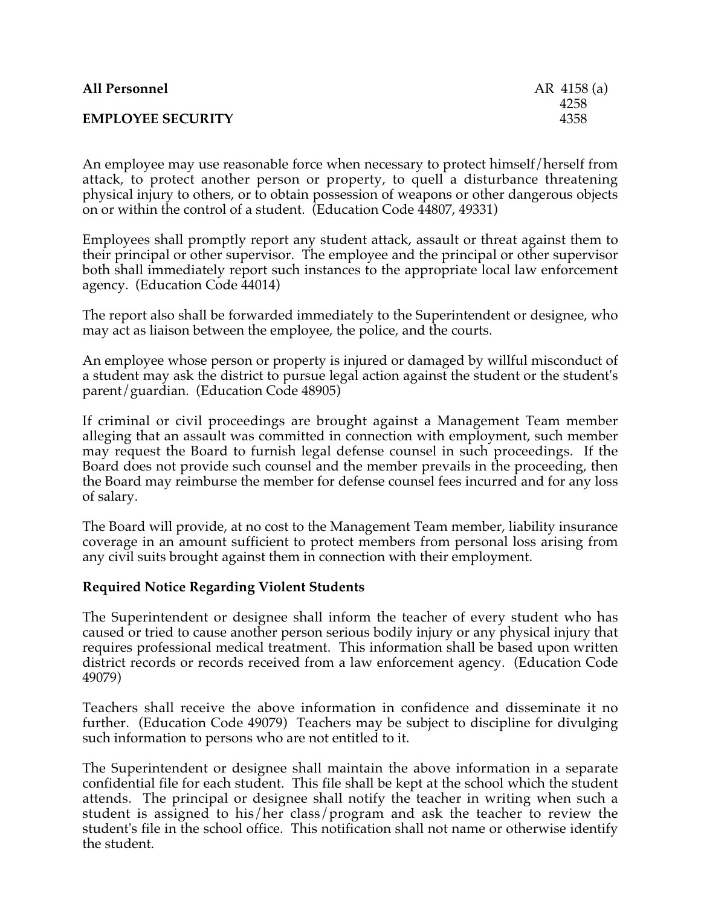**All Personnel** AR 4158 (a)
4258
**EMPLOYEE SECURITY** 4358

An employee may use reasonable force when necessary to protect himself/herself from attack, to protect another person or property, to quell a disturbance threatening physical injury to others, or to obtain possession of weapons or other dangerous objects on or within the control of a student. (Education Code 44807, 49331)

Employees shall promptly report any student attack, assault or threat against them to their principal or other supervisor. The employee and the principal or other supervisor both shall immediately report such instances to the appropriate local law enforcement agency. (Education Code 44014)

The report also shall be forwarded immediately to the Superintendent or designee, who may act as liaison between the employee, the police, and the courts.

An employee whose person or property is injured or damaged by willful misconduct of a student may ask the district to pursue legal action against the student or the student's parent/guardian. (Education Code 48905)

If criminal or civil proceedings are brought against a Management Team member alleging that an assault was committed in connection with employment, such member may request the Board to furnish legal defense counsel in such proceedings. If the Board does not provide such counsel and the member prevails in the proceeding, then the Board may reimburse the member for defense counsel fees incurred and for any loss of salary.

The Board will provide, at no cost to the Management Team member, liability insurance coverage in an amount sufficient to protect members from personal loss arising from any civil suits brought against them in connection with their employment.

**Required Notice Regarding Violent Students**

The Superintendent or designee shall inform the teacher of every student who has caused or tried to cause another person serious bodily injury or any physical injury that requires professional medical treatment. This information shall be based upon written district records or records received from a law enforcement agency. (Education Code 49079)

Teachers shall receive the above information in confidence and disseminate it no further. (Education Code 49079) Teachers may be subject to discipline for divulging such information to persons who are not entitled to it.

The Superintendent or designee shall maintain the above information in a separate confidential file for each student. This file shall be kept at the school which the student attends. The principal or designee shall notify the teacher in writing when such a student is assigned to his/her class/program and ask the teacher to review the student's file in the school office. This notification shall not name or otherwise identify the student.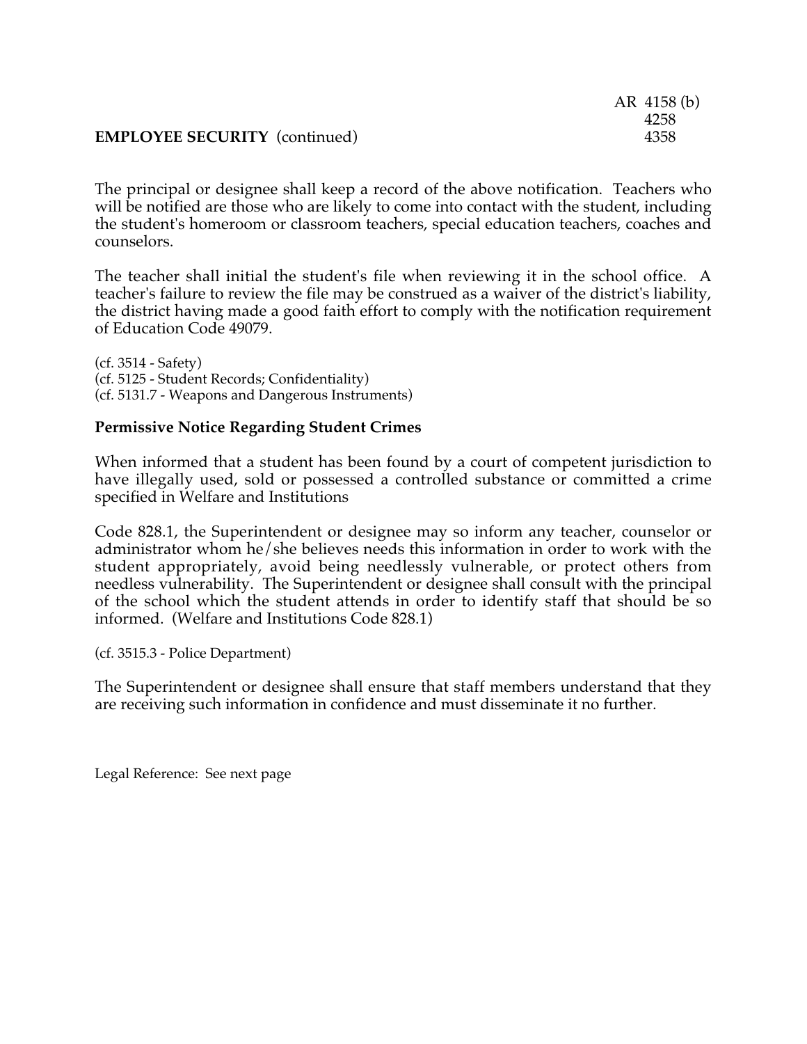The principal or designee shall keep a record of the above notification. Teachers who will be notified are those who are likely to come into contact with the student, including the student's homeroom or classroom teachers, special education teachers, coaches and counselors.

The teacher shall initial the student's file when reviewing it in the school office. A teacher's failure to review the file may be construed as a waiver of the district's liability, the district having made a good faith effort to comply with the notification requirement of Education Code 49079.

(cf. 3514 - Safety)
(cf. 5125 - Student Records; Confidentiality)
(cf. 5131.7 - Weapons and Dangerous Instruments)

**Permissive Notice Regarding Student Crimes**

When informed that a student has been found by a court of competent jurisdiction to have illegally used, sold or possessed a controlled substance or committed a crime specified in Welfare and Institutions

Code 828.1, the Superintendent or designee may so inform any teacher, counselor or administrator whom he/she believes needs this information in order to work with the student appropriately, avoid being needlessly vulnerable, or protect others from needless vulnerability. The Superintendent or designee shall consult with the principal of the school which the student attends in order to identify staff that should be so informed. (Welfare and Institutions Code 828.1)

(cf. 3515.3 - Police Department)

The Superintendent or designee shall ensure that staff members understand that they are receiving such information in confidence and must disseminate it no further.

Legal Reference: See next page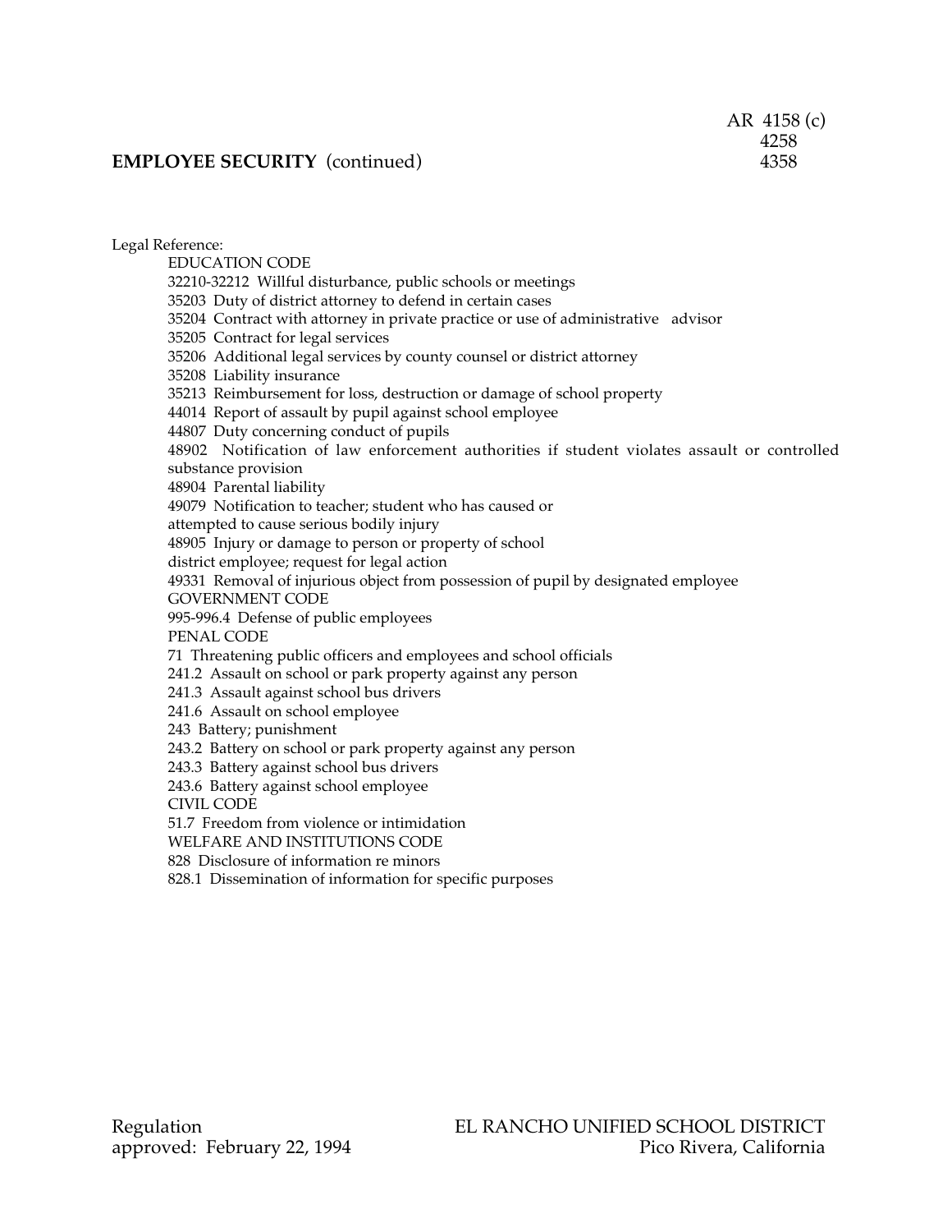AR 4158 (c)
4258
4358

**EMPLOYEE SECURITY** (continued)

Legal Reference:

EDUCATION CODE

32210-32212 Willful disturbance, public schools or meetings

35203 Duty of district attorney to defend in certain cases

35204 Contract with attorney in private practice or use of administrative advisor

35205 Contract for legal services

35206 Additional legal services by county counsel or district attorney

35208 Liability insurance

35213 Reimbursement for loss, destruction or damage of school property

44014 Report of assault by pupil against school employee

44807 Duty concerning conduct of pupils

48902 Notification of law enforcement authorities if student violates assault or controlled substance provision

48904 Parental liability

49079 Notification to teacher; student who has caused or attempted to cause serious bodily injury

48905 Injury or damage to person or property of school district employee; request for legal action

49331 Removal of injurious object from possession of pupil by designated employee

GOVERNMENT CODE

995-996.4 Defense of public employees

PENAL CODE

71 Threatening public officers and employees and school officials

241.2 Assault on school or park property against any person

241.3 Assault against school bus drivers

241.6 Assault on school employee

243 Battery; punishment

243.2 Battery on school or park property against any person

243.3 Battery against school bus drivers

243.6 Battery against school employee

CIVIL CODE

51.7 Freedom from violence or intimidation

WELFARE AND INSTITUTIONS CODE

828 Disclosure of information re minors

828.1 Dissemination of information for specific purposes

Regulation
approved: February 22, 1994

EL RANCHO UNIFIED SCHOOL DISTRICT
Pico Rivera, California